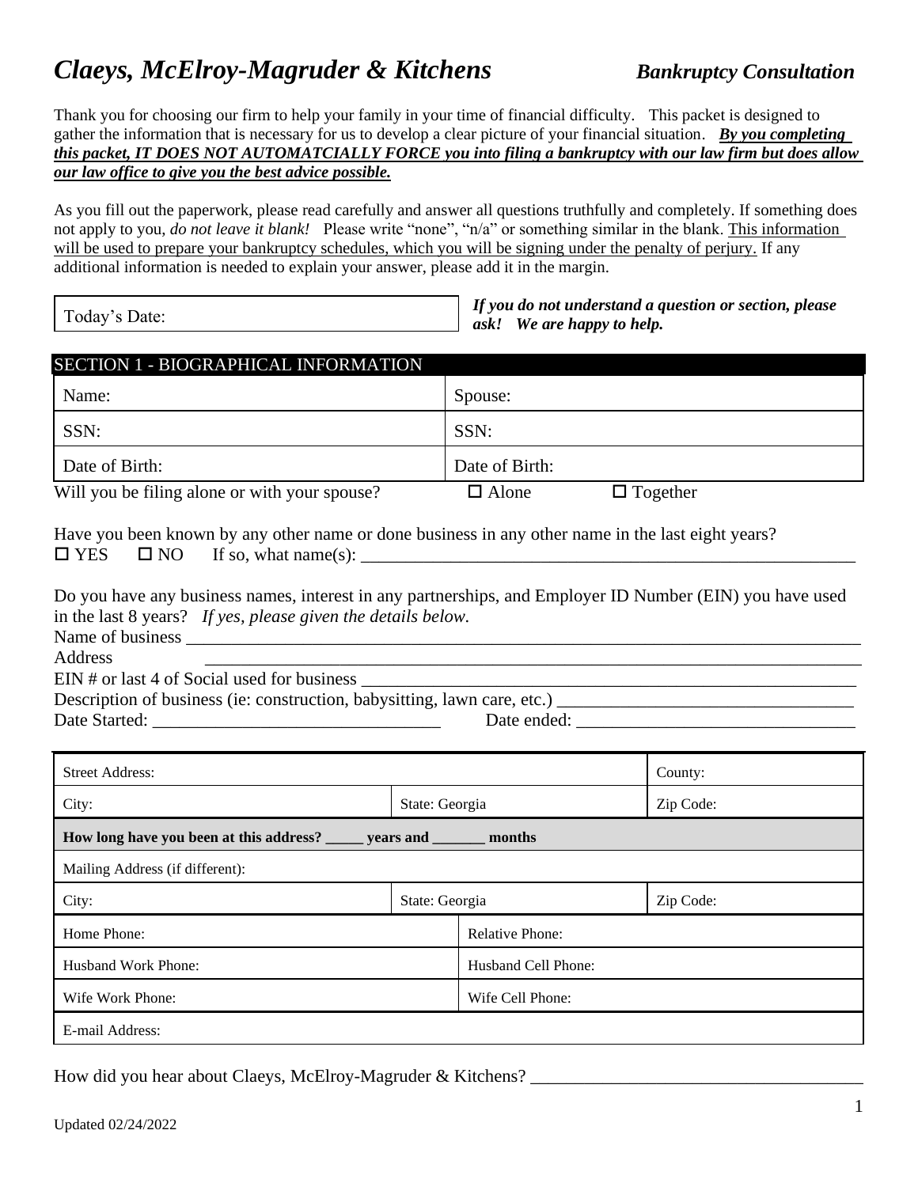# *Claeys, McElroy-Magruder & Kitchens* ***Bankruptcy Consultation***

Thank you for choosing our firm to help your family in your time of financial difficulty. This packet is designed to gather the information that is necessary for us to develop a clear picture of your financial situation. ***By you completing this packet, IT DOES NOT AUTOMATCIALLY FORCE you into filing a bankruptcy with our law firm but does allow our law office to give you the best advice possible.***

As you fill out the paperwork, please read carefully and answer all questions truthfully and completely. If something does not apply to you, *do not leave it blank!* Please write "none", "n/a" or something similar in the blank. This information will be used to prepare your bankruptcy schedules, which you will be signing under the penalty of perjury. If any additional information is needed to explain your answer, please add it in the margin.

| Today's Date: |
|---|

***If you do not understand a question or section, please ask! We are happy to help.***

## SECTION 1 - BIOGRAPHICAL INFORMATION

| Name: | Spouse: |
|---|---|
| SSN: | SSN: |
| Date of Birth: | Date of Birth: |

Will you be filing alone or with your spouse? ☐ Alone ☐ Together

Have you been known by any other name or done business in any other name in the last eight years?
☐ YES ☐ NO If so, what name(s): ________________________________________________________

Do you have any business names, interest in any partnerships, and Employer ID Number (EIN) you have used in the last 8 years? *If yes, please given the details below.*

Name of business ______________________________________________________________________

Address ______________________________________________________________________

EIN # or last 4 of Social used for business ________________________________________________________

Description of business (ie: construction, babysitting, lawn care, etc.) ________________________________

Date Started: ________________________________ Date ended: ________________________________

| Street Address: | | County: |
|---|---|---|
| City: | State: Georgia | Zip Code: |
| **How long have you been at this address? _____ years and _______ months** | | |
| Mailing Address (if different): | | |
| City: | State: Georgia | Zip Code: |

| Home Phone: | Relative Phone: |
|---|---|
| Husband Work Phone: | Husband Cell Phone: |
| Wife Work Phone: | Wife Cell Phone: |
| E-mail Address: | |

How did you hear about Claeys, McElroy-Magruder & Kitchens? ____________________________________

Updated 02/24/2022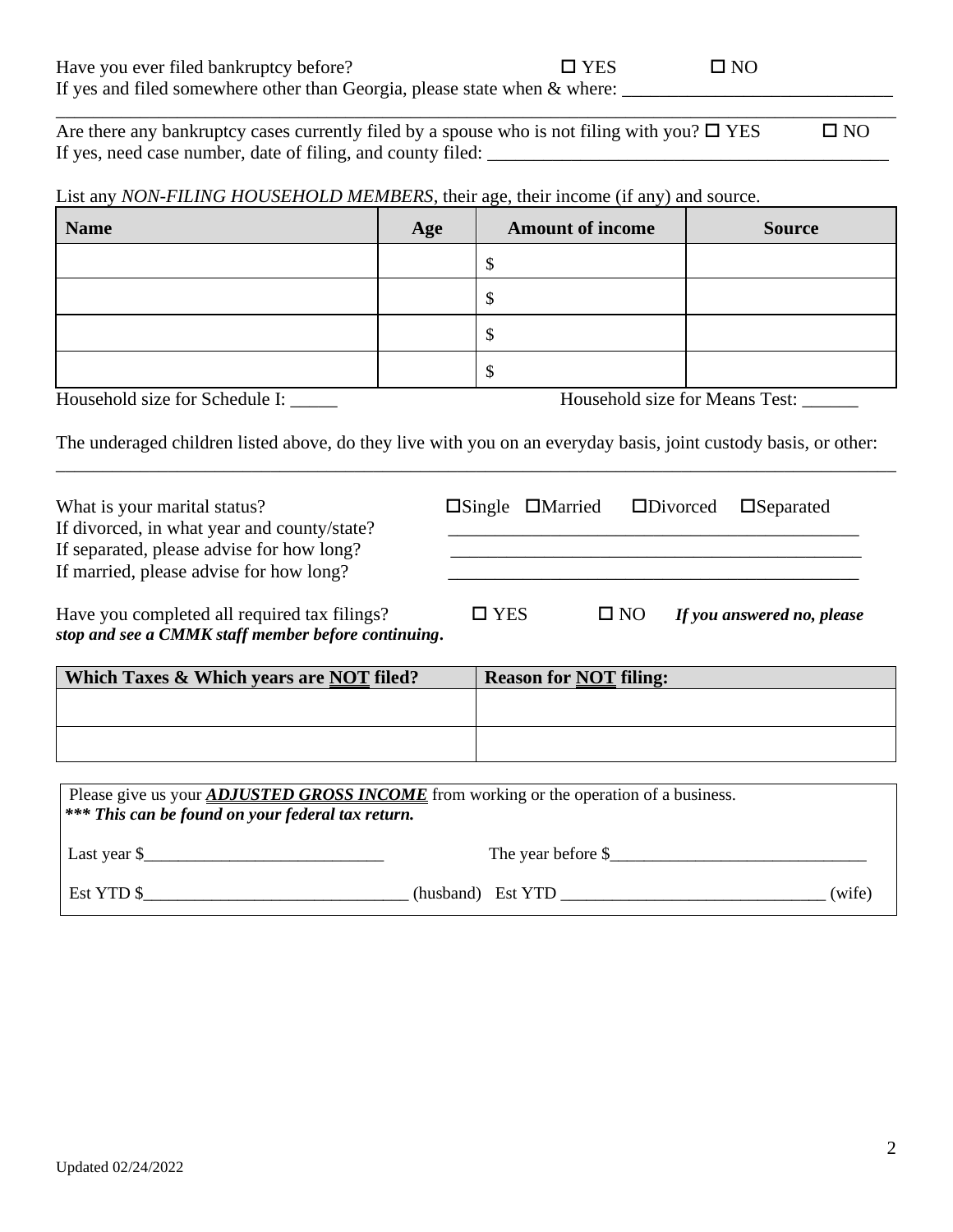Have you ever filed bankruptcy before? ☐ YES ☐ NO
If yes and filed somewhere other than Georgia, please state when & where: ______________________________
_____________________________________________________________________________________________

Are there any bankruptcy cases currently filed by a spouse who is not filing with you? ☐ YES ☐ NO
If yes, need case number, date of filing, and county filed: ___________________________________________

List any *NON-FILING HOUSEHOLD MEMBERS*, their age, their income (if any) and source.

| Name | Age | Amount of income | Source |
|---|---|---|---|
| | | $ | |
| | | $ | |
| | | $ | |
| | | $ | |

Household size for Schedule I: _____ Household size for Means Test: ______

The underaged children listed above, do they live with you on an everyday basis, joint custody basis, or other:
_____________________________________________________________________________________________

What is your marital status? ☐Single ☐Married ☐Divorced ☐Separated
If divorced, in what year and county/state? _____________________________________________
If separated, please advise for how long? _____________________________________________
If married, please advise for how long? _____________________________________________

Have you completed all required tax filings? ☐ YES ☐ NO ***If you answered no, please stop and see a CMMK staff member before continuing.***

| Which Taxes & Which years are <u>NOT</u> filed? | Reason for <u>NOT</u> filing: |
|---|---|
| | |
| | |

Please give us your ***<u>ADJUSTED GROSS INCOME</u>*** from working or the operation of a business.
***\*\*\* This can be found on your federal tax return.***

Last year $____________________________ The year before $______________________________

Est YTD $_______________________________ (husband) Est YTD _______________________________ (wife)

Updated 02/24/2022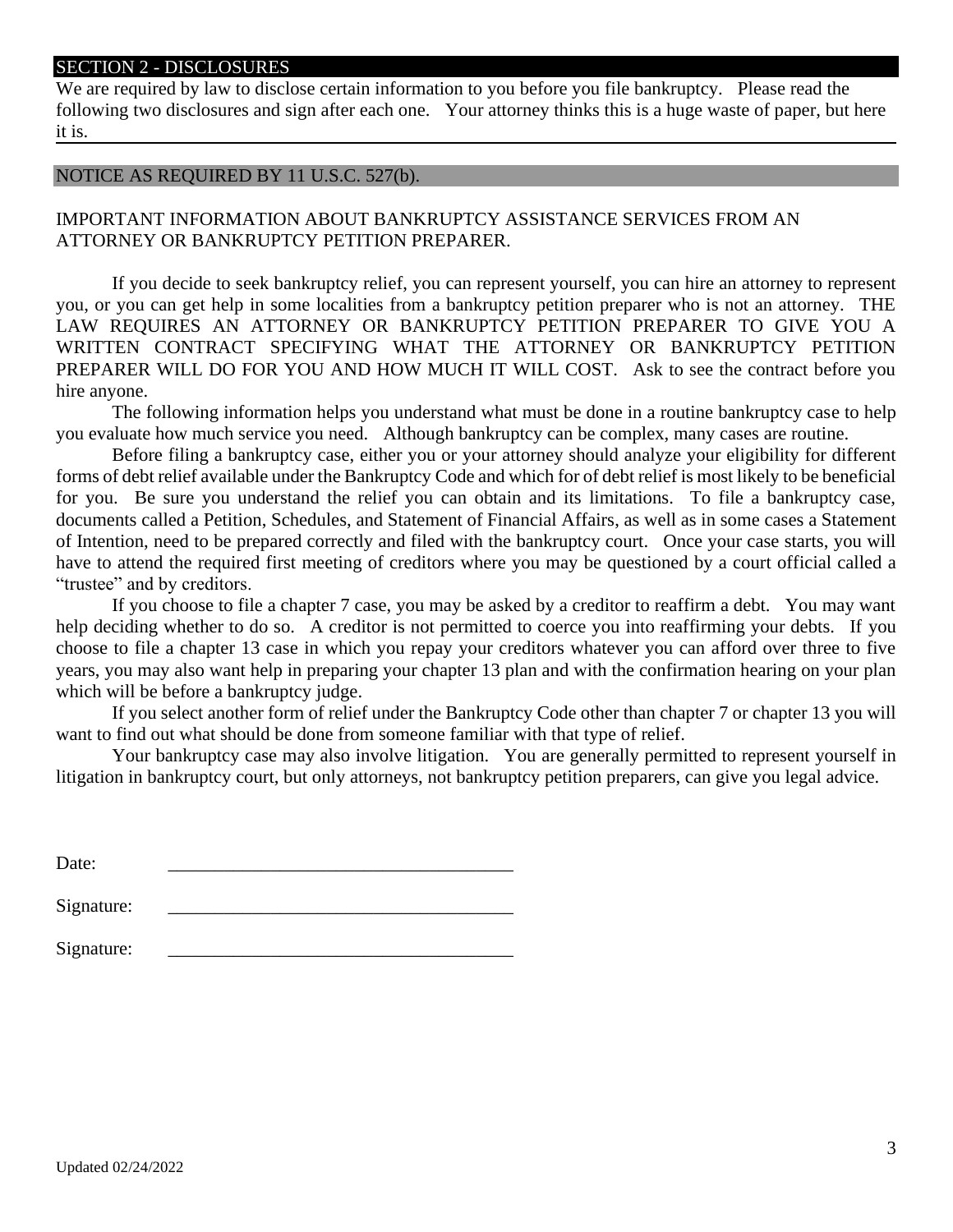## SECTION 2 - DISCLOSURES

We are required by law to disclose certain information to you before you file bankruptcy. Please read the following two disclosures and sign after each one. Your attorney thinks this is a huge waste of paper, but here it is.

### NOTICE AS REQUIRED BY 11 U.S.C. 527(b).

IMPORTANT INFORMATION ABOUT BANKRUPTCY ASSISTANCE SERVICES FROM AN ATTORNEY OR BANKRUPTCY PETITION PREPARER.

If you decide to seek bankruptcy relief, you can represent yourself, you can hire an attorney to represent you, or you can get help in some localities from a bankruptcy petition preparer who is not an attorney. THE LAW REQUIRES AN ATTORNEY OR BANKRUPTCY PETITION PREPARER TO GIVE YOU A WRITTEN CONTRACT SPECIFYING WHAT THE ATTORNEY OR BANKRUPTCY PETITION PREPARER WILL DO FOR YOU AND HOW MUCH IT WILL COST. Ask to see the contract before you hire anyone.

The following information helps you understand what must be done in a routine bankruptcy case to help you evaluate how much service you need. Although bankruptcy can be complex, many cases are routine.

Before filing a bankruptcy case, either you or your attorney should analyze your eligibility for different forms of debt relief available under the Bankruptcy Code and which for of debt relief is most likely to be beneficial for you. Be sure you understand the relief you can obtain and its limitations. To file a bankruptcy case, documents called a Petition, Schedules, and Statement of Financial Affairs, as well as in some cases a Statement of Intention, need to be prepared correctly and filed with the bankruptcy court. Once your case starts, you will have to attend the required first meeting of creditors where you may be questioned by a court official called a "trustee" and by creditors.

If you choose to file a chapter 7 case, you may be asked by a creditor to reaffirm a debt. You may want help deciding whether to do so. A creditor is not permitted to coerce you into reaffirming your debts. If you choose to file a chapter 13 case in which you repay your creditors whatever you can afford over three to five years, you may also want help in preparing your chapter 13 plan and with the confirmation hearing on your plan which will be before a bankruptcy judge.

If you select another form of relief under the Bankruptcy Code other than chapter 7 or chapter 13 you will want to find out what should be done from someone familiar with that type of relief.

Your bankruptcy case may also involve litigation. You are generally permitted to represent yourself in litigation in bankruptcy court, but only attorneys, not bankruptcy petition preparers, can give you legal advice.

Date: \_\_\_\_\_\_\_\_\_\_\_\_\_\_\_\_\_\_\_\_\_\_\_\_\_\_\_\_\_\_\_\_\_\_\_\_\_

Signature: \_\_\_\_\_\_\_\_\_\_\_\_\_\_\_\_\_\_\_\_\_\_\_\_\_\_\_\_\_\_\_\_\_\_\_\_\_

Signature: \_\_\_\_\_\_\_\_\_\_\_\_\_\_\_\_\_\_\_\_\_\_\_\_\_\_\_\_\_\_\_\_\_\_\_\_\_

Updated 02/24/2022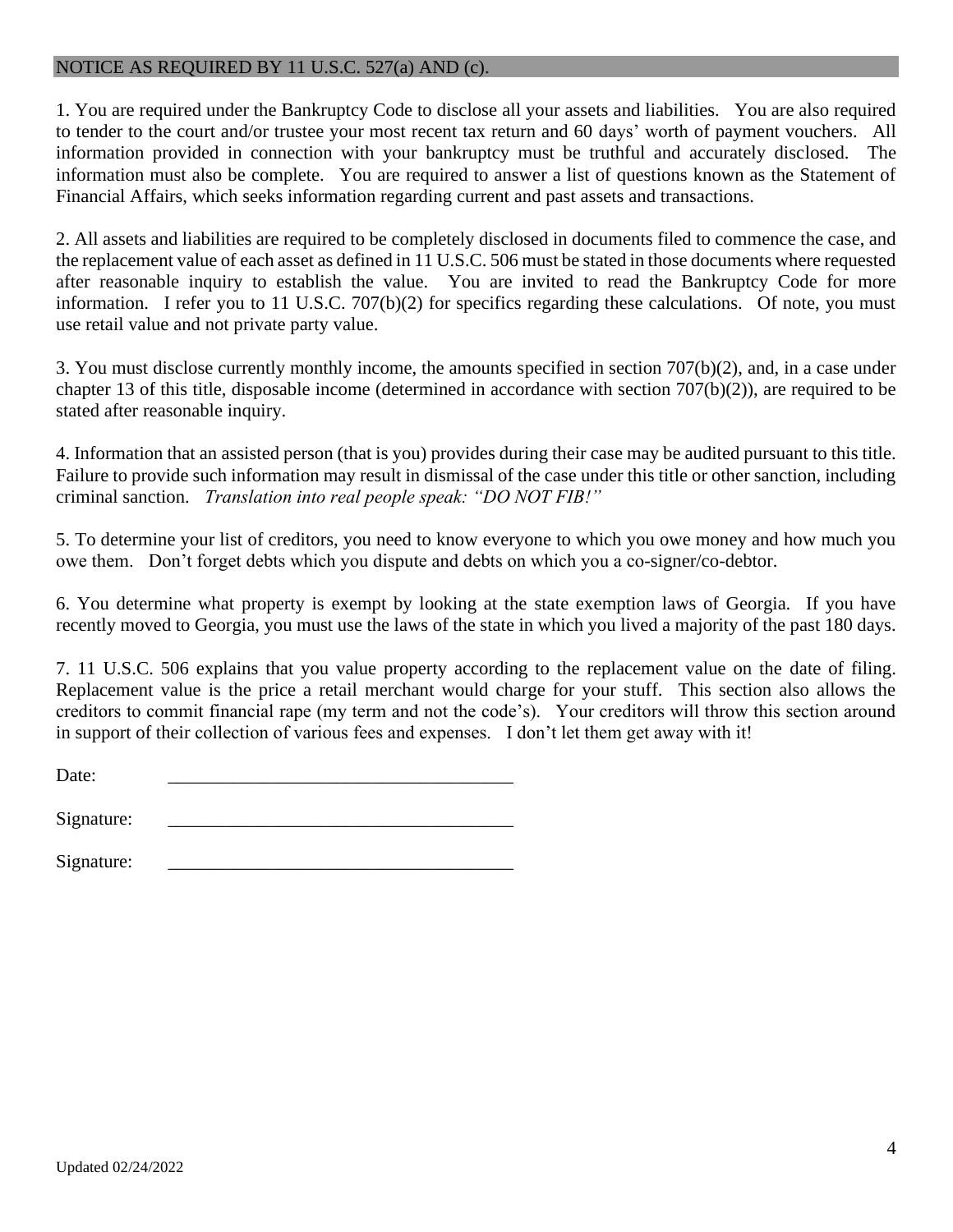## NOTICE AS REQUIRED BY 11 U.S.C. 527(a) AND (c).

1. You are required under the Bankruptcy Code to disclose all your assets and liabilities. You are also required to tender to the court and/or trustee your most recent tax return and 60 days' worth of payment vouchers. All information provided in connection with your bankruptcy must be truthful and accurately disclosed. The information must also be complete. You are required to answer a list of questions known as the Statement of Financial Affairs, which seeks information regarding current and past assets and transactions.

2. All assets and liabilities are required to be completely disclosed in documents filed to commence the case, and the replacement value of each asset as defined in 11 U.S.C. 506 must be stated in those documents where requested after reasonable inquiry to establish the value. You are invited to read the Bankruptcy Code for more information. I refer you to 11 U.S.C. 707(b)(2) for specifics regarding these calculations. Of note, you must use retail value and not private party value.

3. You must disclose currently monthly income, the amounts specified in section 707(b)(2), and, in a case under chapter 13 of this title, disposable income (determined in accordance with section 707(b)(2)), are required to be stated after reasonable inquiry.

4. Information that an assisted person (that is you) provides during their case may be audited pursuant to this title. Failure to provide such information may result in dismissal of the case under this title or other sanction, including criminal sanction. *Translation into real people speak: "DO NOT FIB!"*

5. To determine your list of creditors, you need to know everyone to which you owe money and how much you owe them. Don't forget debts which you dispute and debts on which you a co-signer/co-debtor.

6. You determine what property is exempt by looking at the state exemption laws of Georgia. If you have recently moved to Georgia, you must use the laws of the state in which you lived a majority of the past 180 days.

7. 11 U.S.C. 506 explains that you value property according to the replacement value on the date of filing. Replacement value is the price a retail merchant would charge for your stuff. This section also allows the creditors to commit financial rape (my term and not the code's). Your creditors will throw this section around in support of their collection of various fees and expenses. I don't let them get away with it!

Date: _____________________________________

Signature: _____________________________________

Signature: _____________________________________

Updated 02/24/2022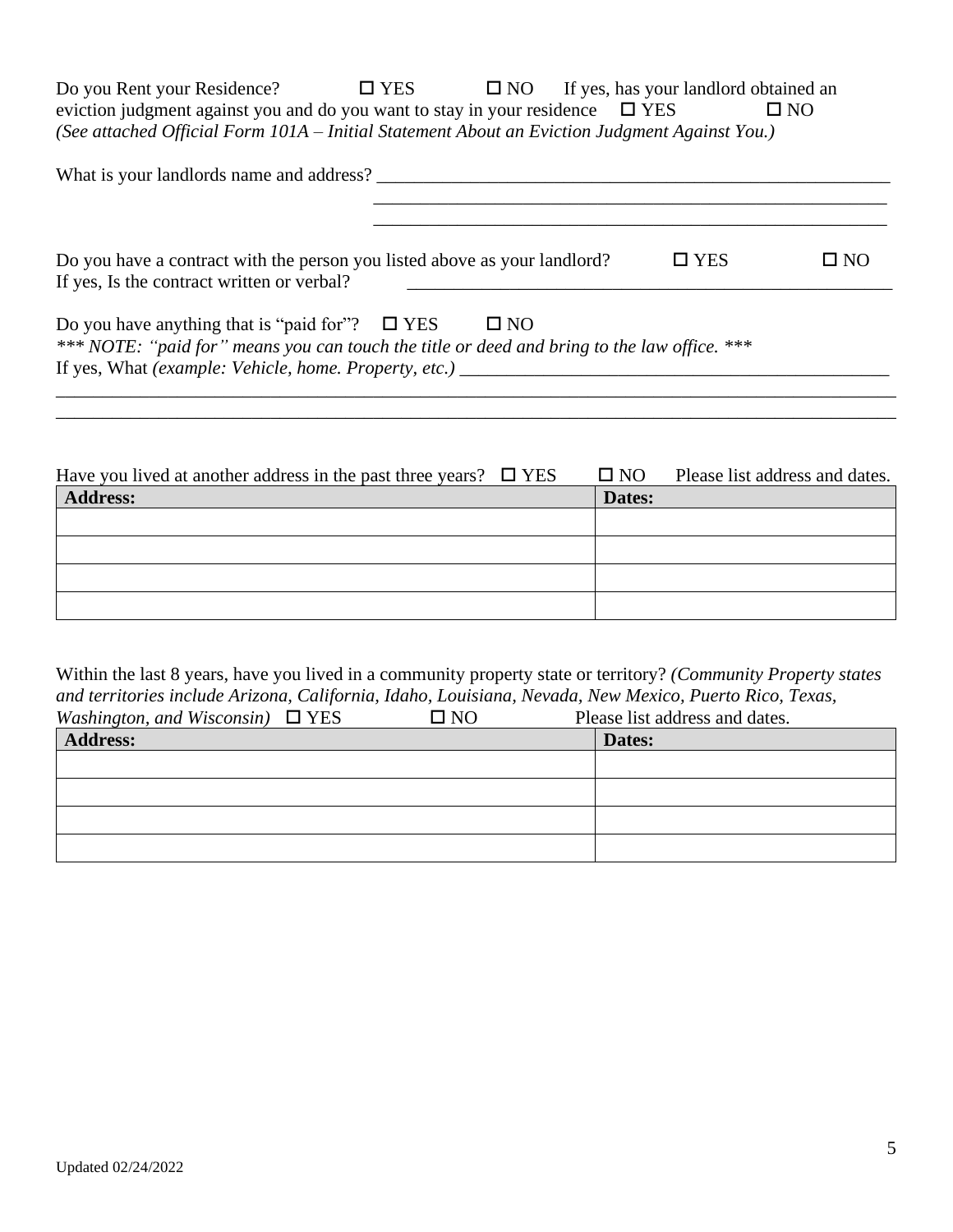Do you Rent your Residence? ☐ YES ☐ NO If yes, has your landlord obtained an eviction judgment against you and do you want to stay in your residence ☐ YES ☐ NO
*(See attached Official Form 101A – Initial Statement About an Eviction Judgment Against You.)*

What is your landlords name and address? ___________________________________________________________
___________________________________________________________
___________________________________________________________

Do you have a contract with the person you listed above as your landlord? ☐ YES ☐ NO
If yes, Is the contract written or verbal? ___________________________________________________________

Do you have anything that is "paid for"? ☐ YES ☐ NO
*\*\*\* NOTE: "paid for" means you can touch the title or deed and bring to the law office. \*\*\**
If yes, What *(example: Vehicle, home. Property, etc.)* ________________________________________________
___________________________________________________________________________________________
___________________________________________________________________________________________

Have you lived at another address in the past three years? ☐ YES ☐ NO Please list address and dates.

| Address: | Dates: |
|---|---|
| | |
| | |
| | |
| | |

Within the last 8 years, have you lived in a community property state or territory? *(Community Property states and territories include Arizona, California, Idaho, Louisiana, Nevada, New Mexico, Puerto Rico, Texas, Washington, and Wisconsin)* ☐ YES ☐ NO Please list address and dates.

| Address: | Dates: |
|---|---|
| | |
| | |
| | |
| | |

Updated 02/24/2022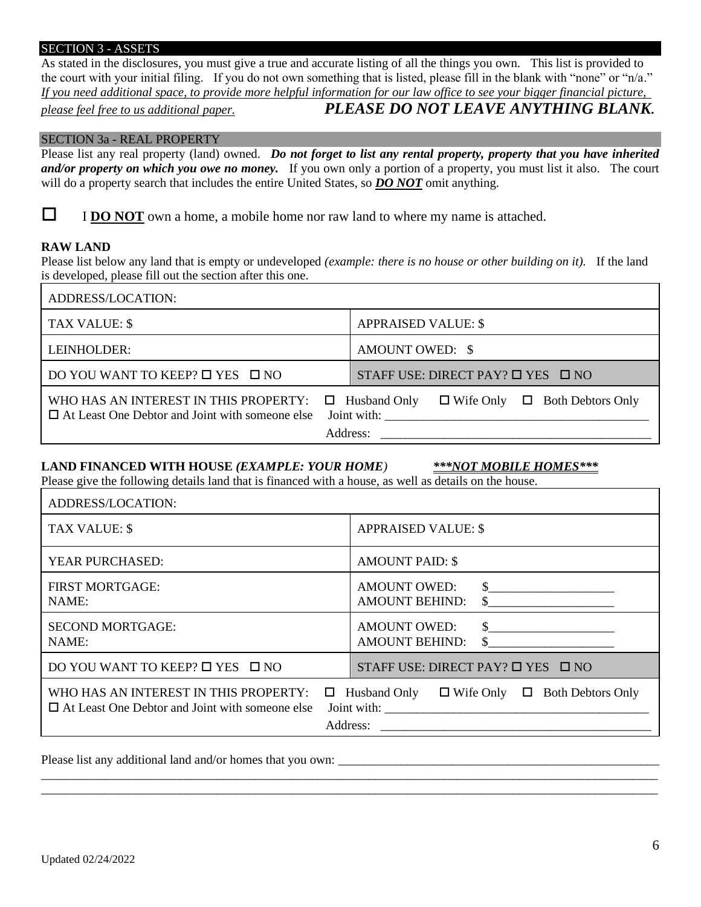## SECTION 3 - ASSETS

As stated in the disclosures, you must give a true and accurate listing of all the things you own. This list is provided to the court with your initial filing. If you do not own something that is listed, please fill in the blank with "none" or "n/a." *If you need additional space, to provide more helpful information for our law office to see your bigger financial picture, please feel free to us additional paper.* ***PLEASE DO NOT LEAVE ANYTHING BLANK.***

### SECTION 3a - REAL PROPERTY

Please list any real property (land) owned. ***Do not forget to list any rental property, property that you have inherited and/or property on which you owe no money.*** If you own only a portion of a property, you must list it also. The court will do a property search that includes the entire United States, so ***DO NOT*** omit anything.

☐ I **DO NOT** own a home, a mobile home nor raw land to where my name is attached.

**RAW LAND**

Please list below any land that is empty or undeveloped *(example: there is no house or other building on it).* If the land is developed, please fill out the section after this one.

| ADDRESS/LOCATION: | |
|---|---|
| TAX VALUE: $ | APPRAISED VALUE: $ |
| LEINHOLDER: | AMOUNT OWED: $ |
| DO YOU WANT TO KEEP? ☐ YES ☐ NO | STAFF USE: DIRECT PAY? ☐ YES ☐ NO |
| WHO HAS AN INTEREST IN THIS PROPERTY: ☐ At Least One Debtor and Joint with someone else | ☐ Husband Only ☐ Wife Only ☐ Both Debtors Only<br>Joint with: ________________________________<br>Address: ________________________________ |

**LAND FINANCED WITH HOUSE** ***(EXAMPLE: YOUR HOME)*** ***NOT MOBILE HOMES***

Please give the following details land that is financed with a house, as well as details on the house.

| ADDRESS/LOCATION: | |
|---|---|
| TAX VALUE: $ | APPRAISED VALUE: $ |
| YEAR PURCHASED: | AMOUNT PAID: $ |
| FIRST MORTGAGE:<br>NAME: | AMOUNT OWED: $____________________<br>AMOUNT BEHIND: $____________________ |
| SECOND MORTGAGE:<br>NAME: | AMOUNT OWED: $____________________<br>AMOUNT BEHIND: $____________________ |
| DO YOU WANT TO KEEP? ☐ YES ☐ NO | STAFF USE: DIRECT PAY? ☐ YES ☐ NO |
| WHO HAS AN INTEREST IN THIS PROPERTY: ☐ At Least One Debtor and Joint with someone else | ☐ Husband Only ☐ Wife Only ☐ Both Debtors Only<br>Joint with: ________________________________<br>Address: ________________________________ |

Please list any additional land and/or homes that you own: ______________________________________________________
______________________________________________________________________________________________________
______________________________________________________________________________________________________

Updated 02/24/2022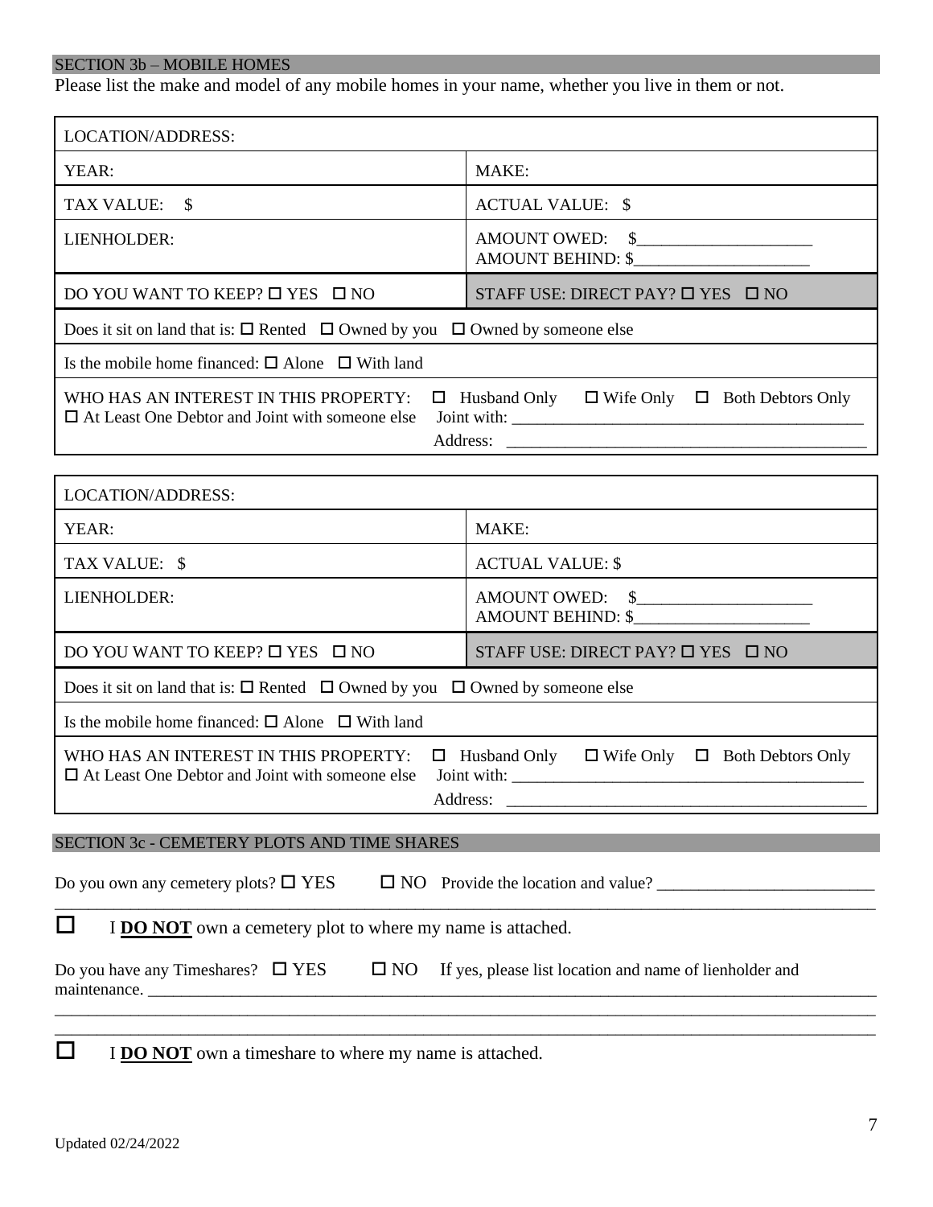## SECTION 3b – MOBILE HOMES

Please list the make and model of any mobile homes in your name, whether you live in them or not.

| LOCATION/ADDRESS: | |
|---|---|
| YEAR: | MAKE: |
| TAX VALUE: $ | ACTUAL VALUE: $ |
| LIENHOLDER: | AMOUNT OWED: $_____________________<br>AMOUNT BEHIND: $_____________________ |
| DO YOU WANT TO KEEP? ☐ YES ☐ NO | STAFF USE: DIRECT PAY? ☐ YES ☐ NO |
| Does it sit on land that is: ☐ Rented ☐ Owned by you ☐ Owned by someone else | |
| Is the mobile home financed: ☐ Alone ☐ With land | |
| WHO HAS AN INTEREST IN THIS PROPERTY: ☐ Husband Only ☐ Wife Only ☐ Both Debtors Only<br>☐ At Least One Debtor and Joint with someone else Joint with: ___________________________________________<br>Address: ___________________________________________ | |

| LOCATION/ADDRESS: | |
|---|---|
| YEAR: | MAKE: |
| TAX VALUE: $ | ACTUAL VALUE: $ |
| LIENHOLDER: | AMOUNT OWED: $_____________________<br>AMOUNT BEHIND: $_____________________ |
| DO YOU WANT TO KEEP? ☐ YES ☐ NO | STAFF USE: DIRECT PAY? ☐ YES ☐ NO |
| Does it sit on land that is: ☐ Rented ☐ Owned by you ☐ Owned by someone else | |
| Is the mobile home financed: ☐ Alone ☐ With land | |
| WHO HAS AN INTEREST IN THIS PROPERTY: ☐ Husband Only ☐ Wife Only ☐ Both Debtors Only<br>☐ At Least One Debtor and Joint with someone else Joint with: ___________________________________________<br>Address: ___________________________________________ | |

## SECTION 3c - CEMETERY PLOTS AND TIME SHARES

Do you own any cemetery plots? ☐ YES ☐ NO Provide the location and value? __________________________
_____________________________________________________________________________________________

☐ I **DO NOT** own a cemetery plot to where my name is attached.

Do you have any Timeshares? ☐ YES ☐ NO If yes, please list location and name of lienholder and maintenance. _________________________________________________________________________________
_____________________________________________________________________________________________
_____________________________________________________________________________________________

☐ I **DO NOT** own a timeshare to where my name is attached.

Updated 02/24/2022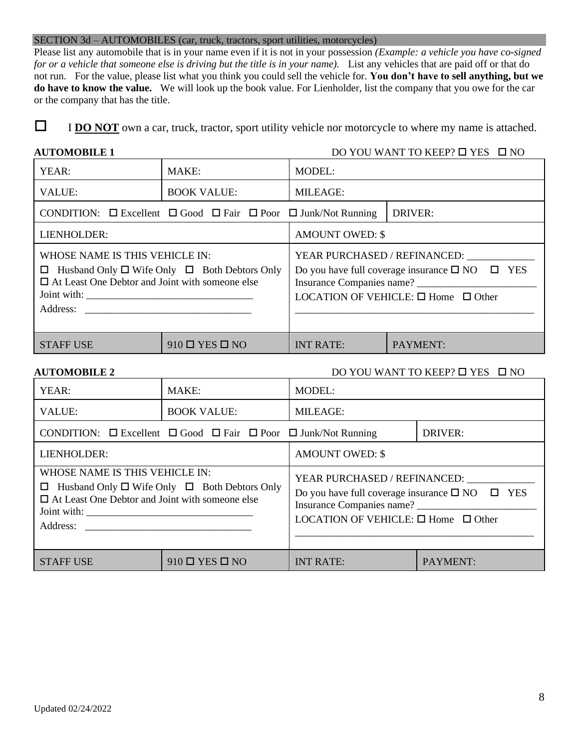## SECTION 3d – AUTOMOBILES (car, truck, tractors, sport utilities, motorcycles)

Please list any automobile that is in your name even if it is not in your possession *(Example: a vehicle you have co-signed for or a vehicle that someone else is driving but the title is in your name).* List any vehicles that are paid off or that do not run. For the value, please list what you think you could sell the vehicle for. **You don't have to sell anything, but we do have to know the value.** We will look up the book value. For Lienholder, list the company that you owe for the car or the company that has the title.

☐ I **DO NOT** own a car, truck, tractor, sport utility vehicle nor motorcycle to where my name is attached.

**AUTOMOBILE 1** DO YOU WANT TO KEEP? ☐ YES ☐ NO

| | | | |
|---|---|---|---|
| YEAR: | MAKE: | MODEL: | |
| VALUE: | BOOK VALUE: | MILEAGE: | |
| CONDITION: ☐ Excellent ☐ Good ☐ Fair ☐ Poor ☐ Junk/Not Running | | | DRIVER: |
| LIENHOLDER: | | AMOUNT OWED: $ | |
| WHOSE NAME IS THIS VEHICLE IN:<br>☐ Husband Only ☐ Wife Only ☐ Both Debtors Only<br>☐ At Least One Debtor and Joint with someone else<br>Joint with: ______________________________<br>Address: ______________________________ | | YEAR PURCHASED / REFINANCED: ____________<br>Do you have full coverage insurance ☐ NO ☐ YES<br>Insurance Companies name? ______________________<br>LOCATION OF VEHICLE: ☐ Home ☐ Other<br>______________________________________________ | |
| STAFF USE | 910 ☐ YES ☐ NO | INT RATE: | PAYMENT: |

**AUTOMOBILE 2** DO YOU WANT TO KEEP? ☐ YES ☐ NO

| | | | |
|---|---|---|---|
| YEAR: | MAKE: | MODEL: | |
| VALUE: | BOOK VALUE: | MILEAGE: | |
| CONDITION: ☐ Excellent ☐ Good ☐ Fair ☐ Poor ☐ Junk/Not Running | | | DRIVER: |
| LIENHOLDER: | | AMOUNT OWED: $ | |
| WHOSE NAME IS THIS VEHICLE IN:<br>☐ Husband Only ☐ Wife Only ☐ Both Debtors Only<br>☐ At Least One Debtor and Joint with someone else<br>Joint with: ______________________________<br>Address: ______________________________ | | YEAR PURCHASED / REFINANCED: ____________<br>Do you have full coverage insurance ☐ NO ☐ YES<br>Insurance Companies name? ______________________<br>LOCATION OF VEHICLE: ☐ Home ☐ Other<br>______________________________________________ | |
| STAFF USE | 910 ☐ YES ☐ NO | INT RATE: | PAYMENT: |

Updated 02/24/2022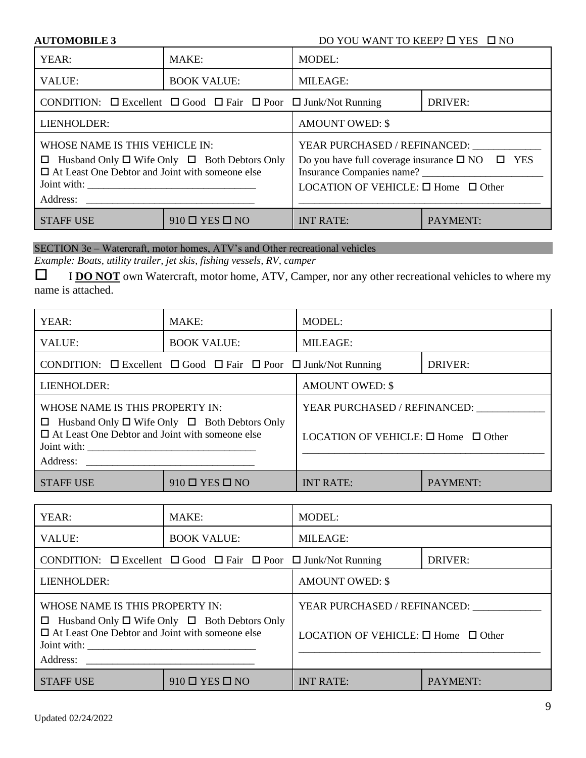**AUTOMOBILE 3** DO YOU WANT TO KEEP? ☐ YES ☐ NO

| YEAR: | MAKE: | MODEL: | |
|---|---|---|---|
| VALUE: | BOOK VALUE: | MILEAGE: | |
| CONDITION: ☐ Excellent ☐ Good ☐ Fair ☐ Poor ☐ Junk/Not Running | | | DRIVER: |
| LIENHOLDER: | | AMOUNT OWED: $ | |
| WHOSE NAME IS THIS VEHICLE IN:<br>☐ Husband Only ☐ Wife Only ☐ Both Debtors Only<br>☐ At Least One Debtor and Joint with someone else<br>Joint with: ______________________________<br>Address: ______________________________ | | YEAR PURCHASED / REFINANCED: ____________<br>Do you have full coverage insurance ☐ NO ☐ YES<br>Insurance Companies name? ______________________<br>LOCATION OF VEHICLE: ☐ Home ☐ Other<br>_____________________________________________ | |
| STAFF USE | 910 ☐ YES ☐ NO | INT RATE: | PAYMENT: |

## SECTION 3e – Watercraft, motor homes, ATV's and Other recreational vehicles

*Example: Boats, utility trailer, jet skis, fishing vessels, RV, camper*

☐ I **DO NOT** own Watercraft, motor home, ATV, Camper, nor any other recreational vehicles to where my name is attached.

| YEAR: | MAKE: | MODEL: | |
|---|---|---|---|
| VALUE: | BOOK VALUE: | MILEAGE: | |
| CONDITION: ☐ Excellent ☐ Good ☐ Fair ☐ Poor ☐ Junk/Not Running | | | DRIVER: |
| LIENHOLDER: | | AMOUNT OWED: $ | |
| WHOSE NAME IS THIS PROPERTY IN:<br>☐ Husband Only ☐ Wife Only ☐ Both Debtors Only<br>☐ At Least One Debtor and Joint with someone else<br>Joint with: ______________________________<br>Address: ______________________________ | | YEAR PURCHASED / REFINANCED: ____________<br>LOCATION OF VEHICLE: ☐ Home ☐ Other<br>_____________________________________________ | |
| STAFF USE | 910 ☐ YES ☐ NO | INT RATE: | PAYMENT: |

| YEAR: | MAKE: | MODEL: | |
|---|---|---|---|
| VALUE: | BOOK VALUE: | MILEAGE: | |
| CONDITION: ☐ Excellent ☐ Good ☐ Fair ☐ Poor ☐ Junk/Not Running | | | DRIVER: |
| LIENHOLDER: | | AMOUNT OWED: $ | |
| WHOSE NAME IS THIS PROPERTY IN:<br>☐ Husband Only ☐ Wife Only ☐ Both Debtors Only<br>☐ At Least One Debtor and Joint with someone else<br>Joint with: ______________________________<br>Address: ______________________________ | | YEAR PURCHASED / REFINANCED: ____________<br>LOCATION OF VEHICLE: ☐ Home ☐ Other<br>_____________________________________________ | |
| STAFF USE | 910 ☐ YES ☐ NO | INT RATE: | PAYMENT: |

Updated 02/24/2022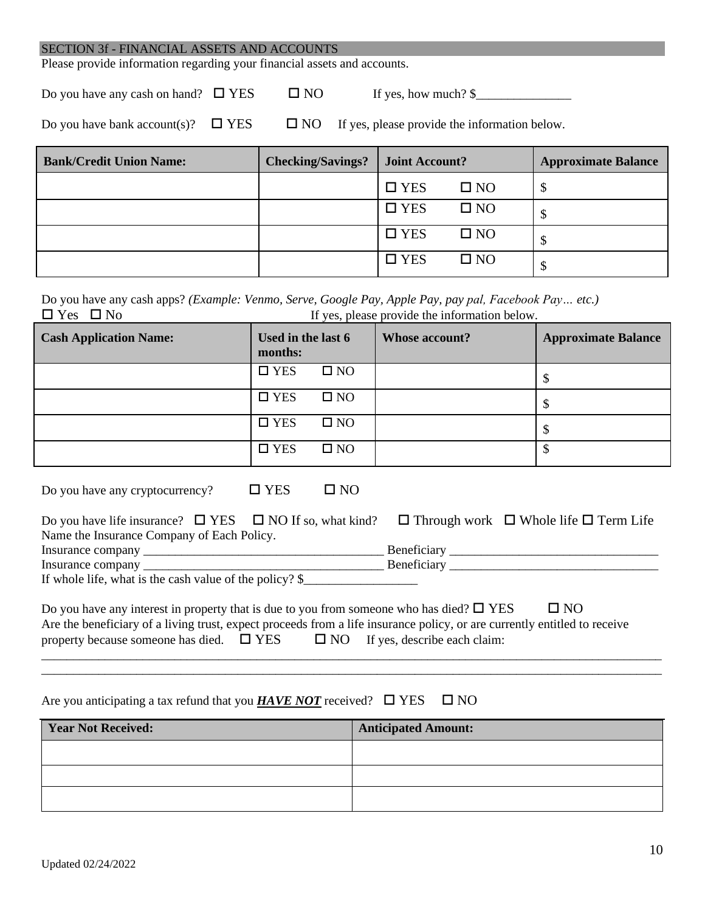## SECTION 3f - FINANCIAL ASSETS AND ACCOUNTS

Please provide information regarding your financial assets and accounts.

Do you have any cash on hand? ☐ YES ☐ NO If yes, how much? $_______________

Do you have bank account(s)? ☐ YES ☐ NO If yes, please provide the information below.

| Bank/Credit Union Name: | Checking/Savings? | Joint Account? | Approximate Balance |
|---|---|---|---|
| | | ☐ YES ☐ NO | $ |
| | | ☐ YES ☐ NO | $ |
| | | ☐ YES ☐ NO | $ |
| | | ☐ YES ☐ NO | $ |

Do you have any cash apps? *(Example: Venmo, Serve, Google Pay, Apple Pay, pay pal, Facebook Pay… etc.)*
☐ Yes ☐ No If yes, please provide the information below.

| Cash Application Name: | Used in the last 6 months: | Whose account? | Approximate Balance |
|---|---|---|---|
| | ☐ YES ☐ NO | | $ |
| | ☐ YES ☐ NO | | $ |
| | ☐ YES ☐ NO | | $ |
| | ☐ YES ☐ NO | | $ |

Do you have any cryptocurrency? ☐ YES ☐ NO

Do you have life insurance? ☐ YES ☐ NO If so, what kind? ☐ Through work ☐ Whole life ☐ Term Life
Name the Insurance Company of Each Policy.
Insurance company ______________________________________ Beneficiary _________________________________
Insurance company ______________________________________ Beneficiary _________________________________
If whole life, what is the cash value of the policy? $__________________

Do you have any interest in property that is due to you from someone who has died? ☐ YES ☐ NO
Are the beneficiary of a living trust, expect proceeds from a life insurance policy, or are currently entitled to receive property because someone has died. ☐ YES ☐ NO If yes, describe each claim:
_____________________________________________________________________________________________
_____________________________________________________________________________________________

Are you anticipating a tax refund that you ***HAVE NOT*** received? ☐ YES ☐ NO

| Year Not Received: | Anticipated Amount: |
|---|---|
| | |
| | |
| | |

Updated 02/24/2022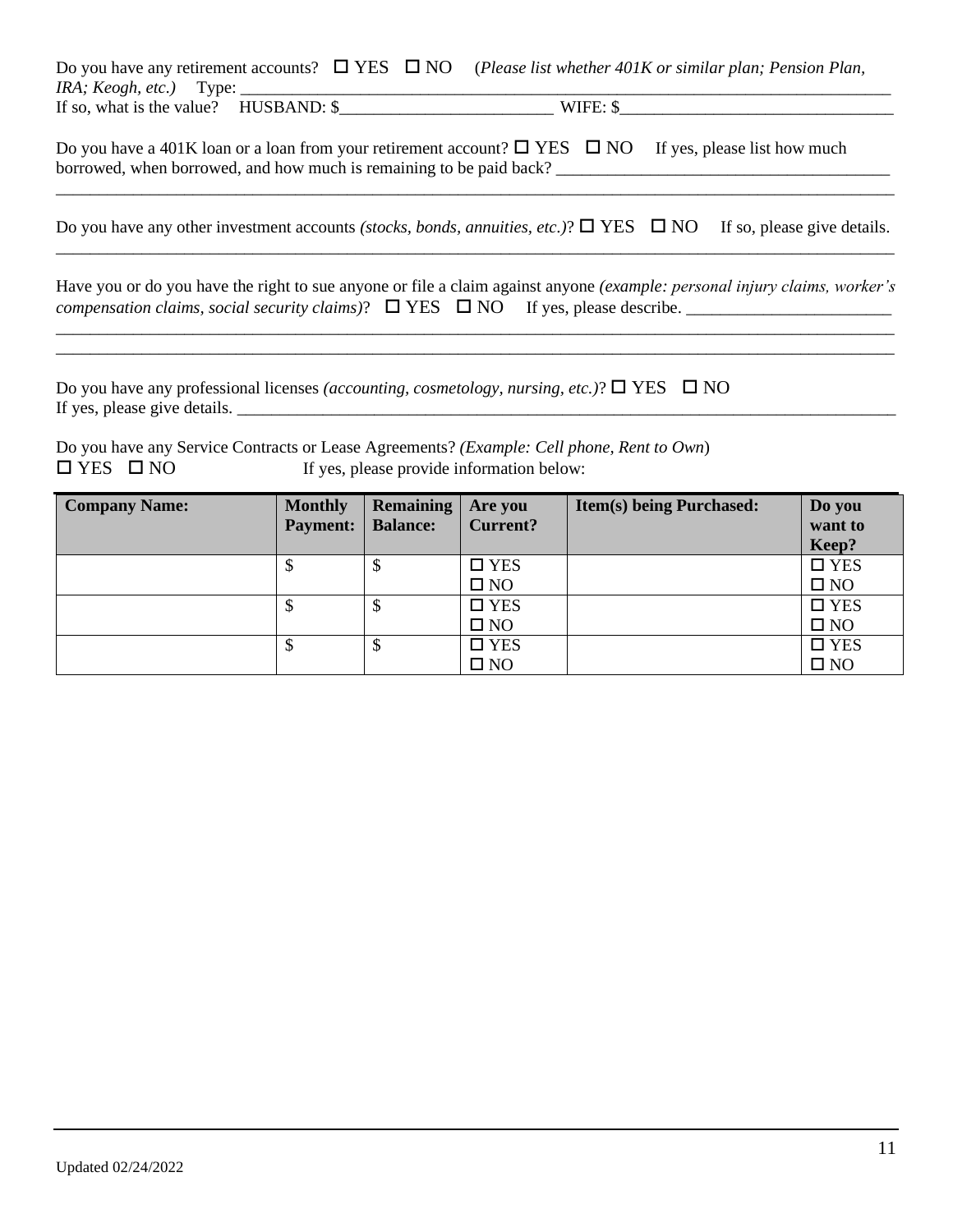Do you have any retirement accounts? ☐ YES ☐ NO (*Please list whether 401K or similar plan; Pension Plan, IRA; Keogh, etc.)* Type: ___________________________________________________________________________
If so, what is the value? HUSBAND: $_________________________ WIFE: $________________________________

Do you have a 401K loan or a loan from your retirement account? ☐ YES ☐ NO If yes, please list how much borrowed, when borrowed, and how much is remaining to be paid back? _______________________________________
___________________________________________________________________________________________________

Do you have any other investment accounts *(stocks, bonds, annuities, etc.)*? ☐ YES ☐ NO If so, please give details.
___________________________________________________________________________________________________

Have you or do you have the right to sue anyone or file a claim against anyone *(example: personal injury claims, worker's compensation claims, social security claims)*? ☐ YES ☐ NO If yes, please describe. ________________________
___________________________________________________________________________________________________
___________________________________________________________________________________________________

Do you have any professional licenses *(accounting, cosmetology, nursing, etc.)*? ☐ YES ☐ NO
If yes, please give details. ______________________________________________________________________________

Do you have any Service Contracts or Lease Agreements? *(Example: Cell phone, Rent to Own)*
☐ YES ☐ NO If yes, please provide information below:

| **Company Name:** | **Monthly Payment:** | **Remaining Balance:** | **Are you Current?** | **Item(s) being Purchased:** | **Do you want to Keep?** |
|---|---|---|---|---|---|
| | $ | $ | ☐ YES ☐ NO | | ☐ YES ☐ NO |
| | $ | $ | ☐ YES ☐ NO | | ☐ YES ☐ NO |
| | $ | $ | ☐ YES ☐ NO | | ☐ YES ☐ NO |

Updated 02/24/2022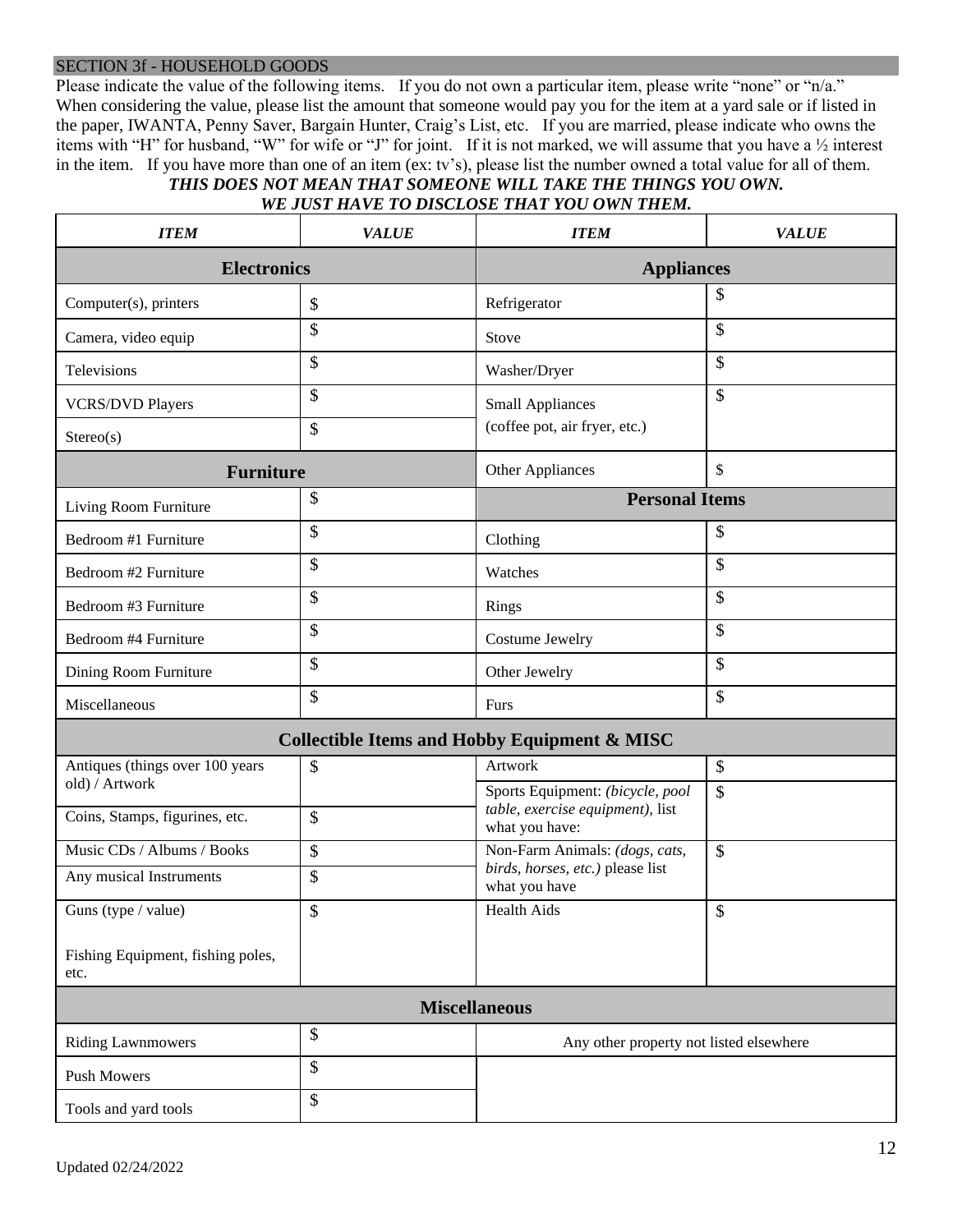## SECTION 3f - HOUSEHOLD GOODS

Please indicate the value of the following items. If you do not own a particular item, please write "none" or "n/a." When considering the value, please list the amount that someone would pay you for the item at a yard sale or if listed in the paper, IWANTA, Penny Saver, Bargain Hunter, Craig's List, etc. If you are married, please indicate who owns the items with "H" for husband, "W" for wife or "J" for joint. If it is not marked, we will assume that you have a ½ interest in the item. If you have more than one of an item (ex: tv's), please list the number owned a total value for all of them.

***THIS DOES NOT MEAN THAT SOMEONE WILL TAKE THE THINGS YOU OWN.***
***WE JUST HAVE TO DISCLOSE THAT YOU OWN THEM.***

| *ITEM* | *VALUE* | *ITEM* | *VALUE* |
|---|---|---|---|
| **Electronics** | | **Appliances** | |
| Computer(s), printers | $ | Refrigerator | $ |
| Camera, video equip | $ | Stove | $ |
| Televisions | $ | Washer/Dryer | $ |
| VCRS/DVD Players | $ | Small Appliances (coffee pot, air fryer, etc.) | $ |
| Stereo(s) | $ | | |
| **Furniture** | | Other Appliances | $ |
| Living Room Furniture | $ | **Personal Items** | |
| Bedroom #1 Furniture | $ | Clothing | $ |
| Bedroom #2 Furniture | $ | Watches | $ |
| Bedroom #3 Furniture | $ | Rings | $ |
| Bedroom #4 Furniture | $ | Costume Jewelry | $ |
| Dining Room Furniture | $ | Other Jewelry | $ |
| Miscellaneous | $ | Furs | $ |
| **Collectible Items and Hobby Equipment & MISC** | | | |
| Antiques (things over 100 years old) / Artwork | $ | Artwork | $ |
| Coins, Stamps, figurines, etc. | $ | Sports Equipment: *(bicycle, pool table, exercise equipment)*, list what you have: | $ |
| Music CDs / Albums / Books | $ | Non-Farm Animals: *(dogs, cats, birds, horses, etc.)* please list what you have | $ |
| Any musical Instruments | $ | | |
| Guns (type / value)<br><br>Fishing Equipment, fishing poles, etc. | $ | Health Aids | $ |
| **Miscellaneous** | | | |
| Riding Lawnmowers | $ | Any other property not listed elsewhere | |
| Push Mowers | $ | | |
| Tools and yard tools | $ | | |

Updated 02/24/2022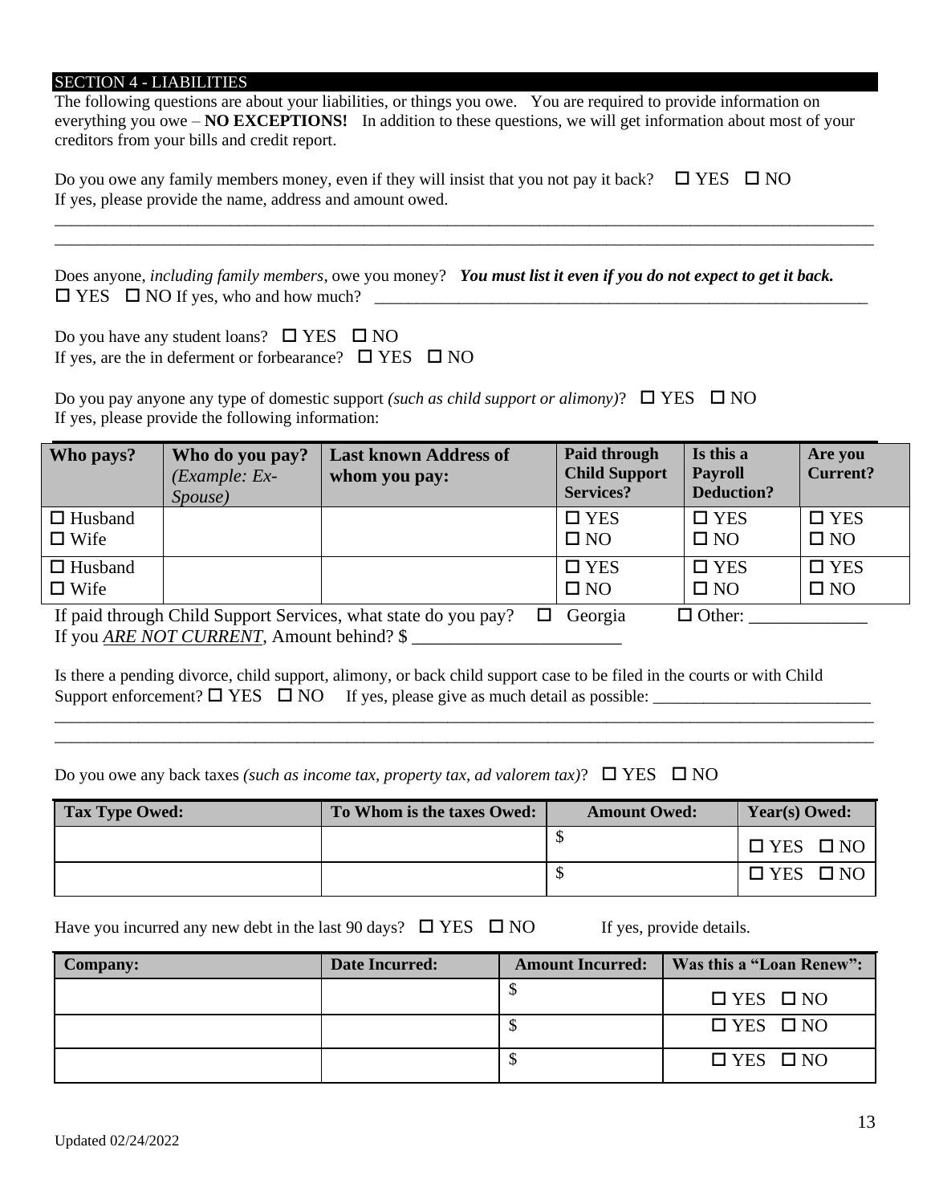## SECTION 4 - LIABILITIES

The following questions are about your liabilities, or things you owe. You are required to provide information on everything you owe – **NO EXCEPTIONS!** In addition to these questions, we will get information about most of your creditors from your bills and credit report.

Do you owe any family members money, even if they will insist that you not pay it back? ☐ YES ☐ NO
If yes, please provide the name, address and amount owed.

_______________________________________________________________________________________________
_______________________________________________________________________________________________

Does anyone, *including family members*, owe you money? ***You must list it even if you do not expect to get it back.***
☐ YES ☐ NO If yes, who and how much? ____________________________________________________________

Do you have any student loans? ☐ YES ☐ NO
If yes, are the in deferment or forbearance? ☐ YES ☐ NO

Do you pay anyone any type of domestic support *(such as child support or alimony)*? ☐ YES ☐ NO
If yes, please provide the following information:

| Who pays? | Who do you pay? *(Example: Ex-Spouse)* | Last known Address of whom you pay: | Paid through Child Support Services? | Is this a Payroll Deduction? | Are you Current? |
|---|---|---|---|---|---|
| ☐ Husband ☐ Wife | | | ☐ YES ☐ NO | ☐ YES ☐ NO | ☐ YES ☐ NO |
| ☐ Husband ☐ Wife | | | ☐ YES ☐ NO | ☐ YES ☐ NO | ☐ YES ☐ NO |

If paid through Child Support Services, what state do you pay? ☐ Georgia ☐ Other: _____________
If you ***ARE NOT CURRENT***, Amount behind? $ ________________________

Is there a pending divorce, child support, alimony, or back child support case to be filed in the courts or with Child Support enforcement? ☐ YES ☐ NO If yes, please give as much detail as possible: __________________________

_______________________________________________________________________________________________
_______________________________________________________________________________________________

Do you owe any back taxes *(such as income tax, property tax, ad valorem tax)*? ☐ YES ☐ NO

| Tax Type Owed: | To Whom is the taxes Owed: | Amount Owed: | Year(s) Owed: |
|---|---|---|---|
| | | $ | ☐ YES ☐ NO |
| | | $ | ☐ YES ☐ NO |

Have you incurred any new debt in the last 90 days? ☐ YES ☐ NO If yes, provide details.

| Company: | Date Incurred: | Amount Incurred: | Was this a "Loan Renew": |
|---|---|---|---|
| | | $ | ☐ YES ☐ NO |
| | | $ | ☐ YES ☐ NO |
| | | $ | ☐ YES ☐ NO |

Updated 02/24/2022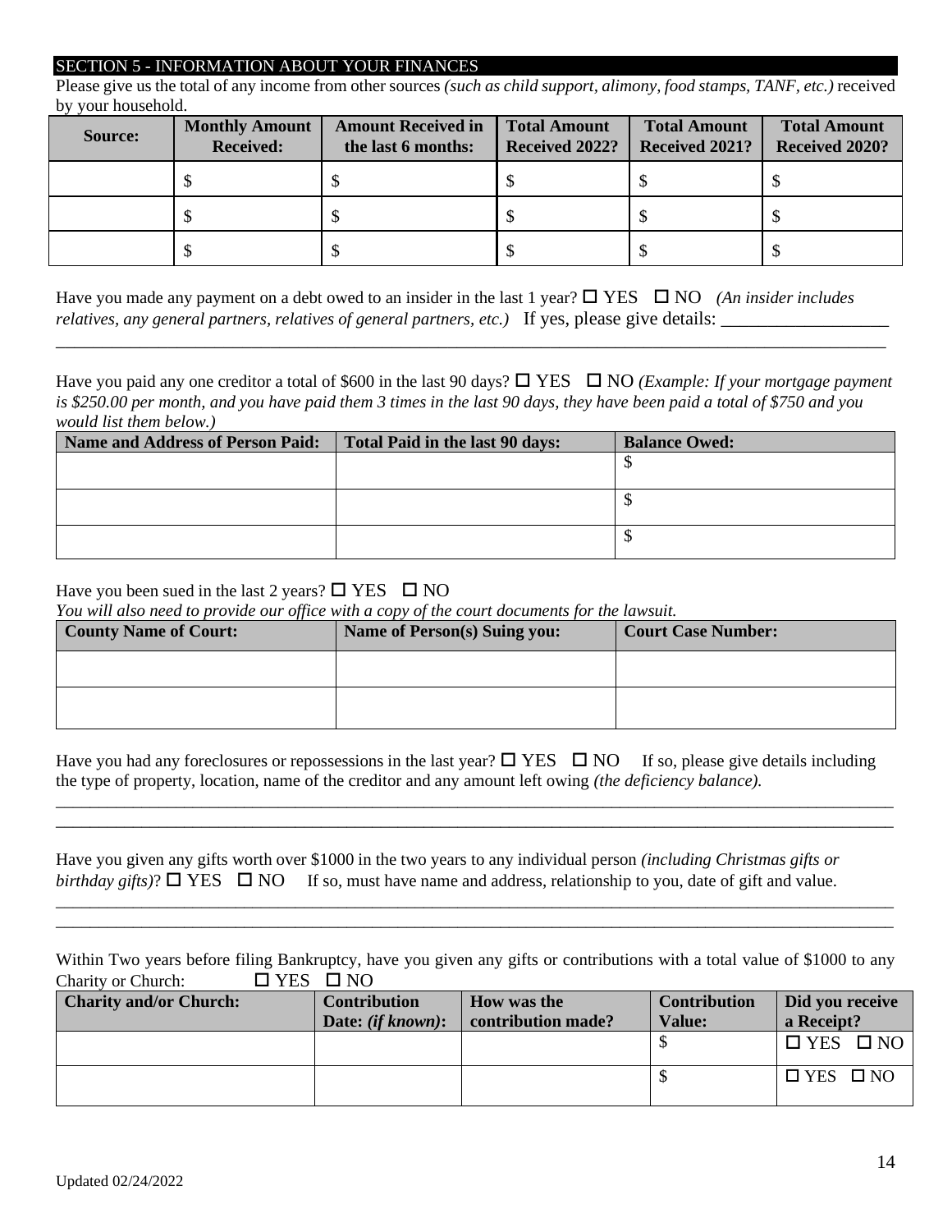## SECTION 5 - INFORMATION ABOUT YOUR FINANCES

Please give us the total of any income from other sources *(such as child support, alimony, food stamps, TANF, etc.)* received by your household.

| Source: | Monthly Amount Received: | Amount Received in the last 6 months: | Total Amount Received 2022? | Total Amount Received 2021? | Total Amount Received 2020? |
|---|---|---|---|---|---|
| | $ | $ | $ | $ | $ |
| | $ | $ | $ | $ | $ |
| | $ | $ | $ | $ | $ |

Have you made any payment on a debt owed to an insider in the last 1 year? ☐ YES ☐ NO *(An insider includes relatives, any general partners, relatives of general partners, etc.)* If yes, please give details: ___________________
_____________________________________________________________________________________________

Have you paid any one creditor a total of $600 in the last 90 days? ☐ YES ☐ NO *(Example: If your mortgage payment is $250.00 per month, and you have paid them 3 times in the last 90 days, they have been paid a total of $750 and you would list them below.)*

| Name and Address of Person Paid: | Total Paid in the last 90 days: | Balance Owed: |
|---|---|---|
| | | $ |
| | | $ |
| | | $ |

Have you been sued in the last 2 years? ☐ YES ☐ NO
*You will also need to provide our office with a copy of the court documents for the lawsuit.*

| County Name of Court: | Name of Person(s) Suing you: | Court Case Number: |
|---|---|---|
| | | |
| | | |

Have you had any foreclosures or repossessions in the last year? ☐ YES ☐ NO If so, please give details including the type of property, location, name of the creditor and any amount left owing *(the deficiency balance).*
_____________________________________________________________________________________________
_____________________________________________________________________________________________

Have you given any gifts worth over $1000 in the two years to any individual person *(including Christmas gifts or birthday gifts)*? ☐ YES ☐ NO If so, must have name and address, relationship to you, date of gift and value.
_____________________________________________________________________________________________
_____________________________________________________________________________________________

Within Two years before filing Bankruptcy, have you given any gifts or contributions with a total value of $1000 to any Charity or Church: ☐ YES ☐ NO

| Charity and/or Church: | Contribution Date: *(if known)*: | How was the contribution made? | Contribution Value: | Did you receive a Receipt? |
|---|---|---|---|---|
| | | | $ | ☐ YES ☐ NO |
| | | | $ | ☐ YES ☐ NO |

Updated 02/24/2022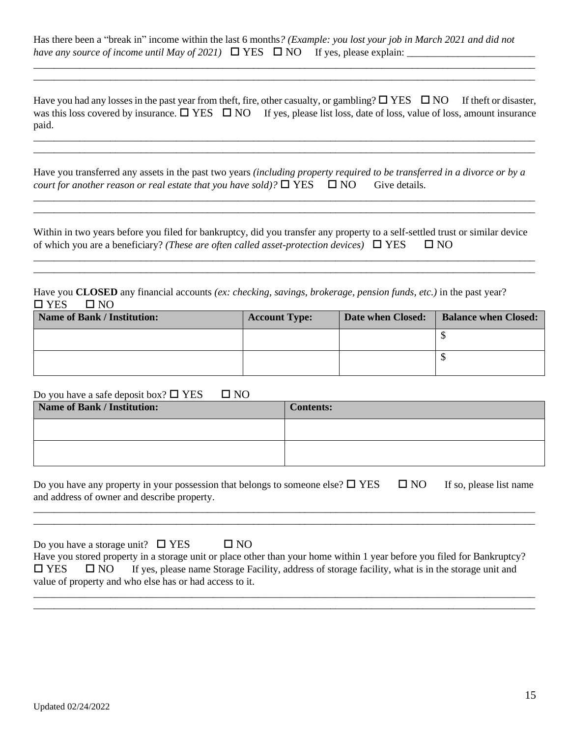Has there been a "break in" income within the last 6 months*? (Example: you lost your job in March 2021 and did not have any source of income until May of 2021)* ☐ YES ☐ NO If yes, please explain: __________________________

____________________________________________________________________________________________

____________________________________________________________________________________________

Have you had any losses in the past year from theft, fire, other casualty, or gambling? ☐ YES ☐ NO If theft or disaster, was this loss covered by insurance. ☐ YES ☐ NO If yes, please list loss, date of loss, value of loss, amount insurance paid.

____________________________________________________________________________________________

____________________________________________________________________________________________

Have you transferred any assets in the past two years *(including property required to be transferred in a divorce or by a court for another reason or real estate that you have sold)?* ☐ YES ☐ NO Give details.

____________________________________________________________________________________________

____________________________________________________________________________________________

Within in two years before you filed for bankruptcy, did you transfer any property to a self-settled trust or similar device of which you are a beneficiary? *(These are often called asset-protection devices)* ☐ YES ☐ NO

____________________________________________________________________________________________

____________________________________________________________________________________________

Have you **CLOSED** any financial accounts *(ex: checking, savings, brokerage, pension funds, etc.)* in the past year?
☐ YES ☐ NO

| Name of Bank / Institution: | Account Type: | Date when Closed: | Balance when Closed: |
|---|---|---|---|
| | | | $ |
| | | | $ |

Do you have a safe deposit box? ☐ YES ☐ NO

| Name of Bank / Institution: | Contents: |
|---|---|
| | |
| | |

Do you have any property in your possession that belongs to someone else? ☐ YES ☐ NO If so, please list name and address of owner and describe property.

____________________________________________________________________________________________

____________________________________________________________________________________________

Do you have a storage unit? ☐ YES ☐ NO

Have you stored property in a storage unit or place other than your home within 1 year before you filed for Bankruptcy?
☐ YES ☐ NO If yes, please name Storage Facility, address of storage facility, what is in the storage unit and value of property and who else has or had access to it.

____________________________________________________________________________________________

____________________________________________________________________________________________

Updated 02/24/2022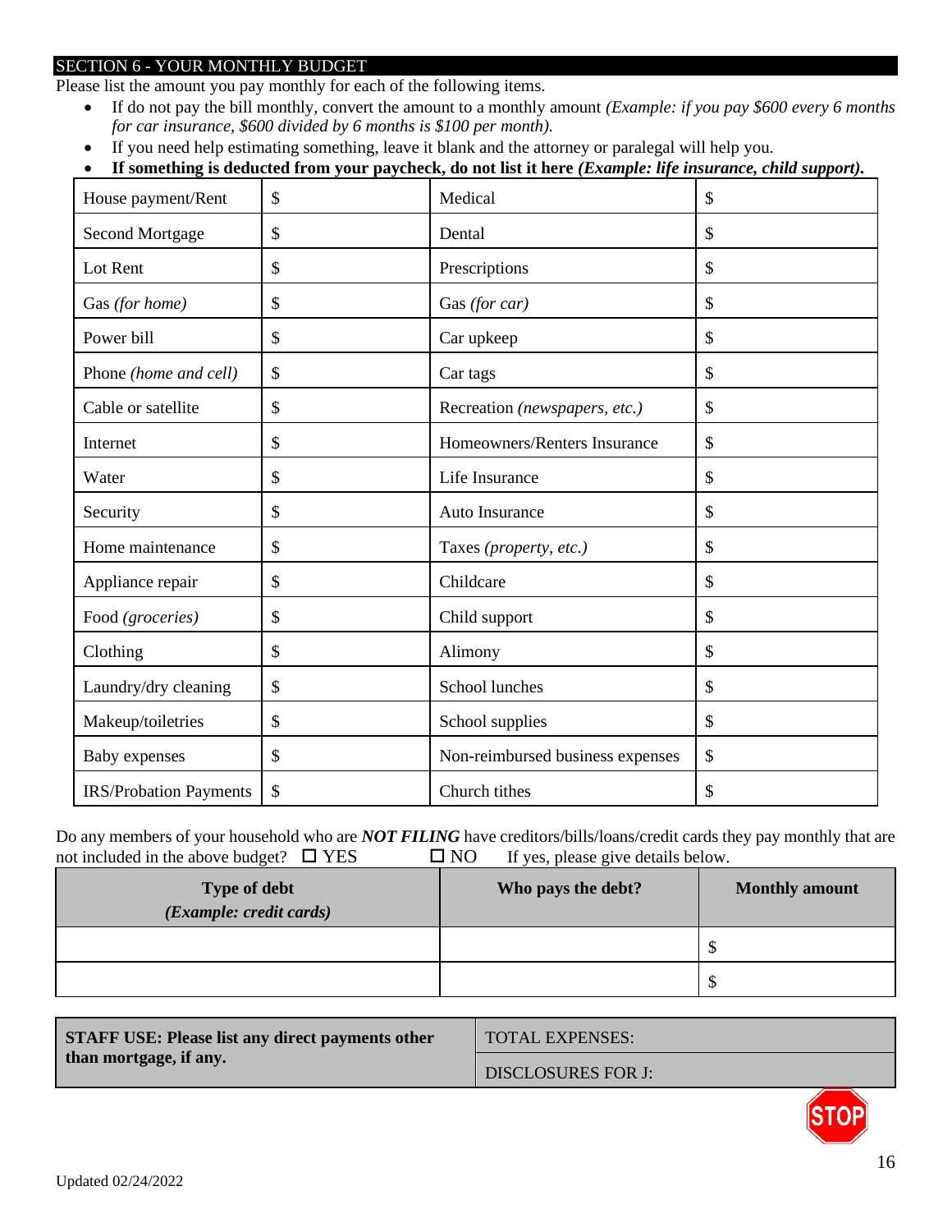## SECTION 6 - YOUR MONTHLY BUDGET

Please list the amount you pay monthly for each of the following items.

- If do not pay the bill monthly, convert the amount to a monthly amount *(Example: if you pay $600 every 6 months for car insurance, $600 divided by 6 months is $100 per month).*
- If you need help estimating something, leave it blank and the attorney or paralegal will help you.
- **If something is deducted from your paycheck, do not list it here *(Example: life insurance, child support).***

| | | | |
|---|---|---|---|
| House payment/Rent | $ | Medical | $ |
| Second Mortgage | $ | Dental | $ |
| Lot Rent | $ | Prescriptions | $ |
| Gas *(for home)* | $ | Gas *(for car)* | $ |
| Power bill | $ | Car upkeep | $ |
| Phone *(home and cell)* | $ | Car tags | $ |
| Cable or satellite | $ | Recreation *(newspapers, etc.)* | $ |
| Internet | $ | Homeowners/Renters Insurance | $ |
| Water | $ | Life Insurance | $ |
| Security | $ | Auto Insurance | $ |
| Home maintenance | $ | Taxes *(property, etc.)* | $ |
| Appliance repair | $ | Childcare | $ |
| Food *(groceries)* | $ | Child support | $ |
| Clothing | $ | Alimony | $ |
| Laundry/dry cleaning | $ | School lunches | $ |
| Makeup/toiletries | $ | School supplies | $ |
| Baby expenses | $ | Non-reimbursed business expenses | $ |
| IRS/Probation Payments | $ | Church tithes | $ |

Do any members of your household who are ***NOT FILING*** have creditors/bills/loans/credit cards they pay monthly that are not included in the above budget? ☐ YES ☐ NO If yes, please give details below.

| Type of debt *(Example: credit cards)* | Who pays the debt? | Monthly amount |
|---|---|---|
| | | $ |
| | | $ |

| **STAFF USE: Please list any direct payments other than mortgage, if any.** | TOTAL EXPENSES: |
|---|---|
| | DISCLOSURES FOR J: |

STOP

Updated 02/24/2022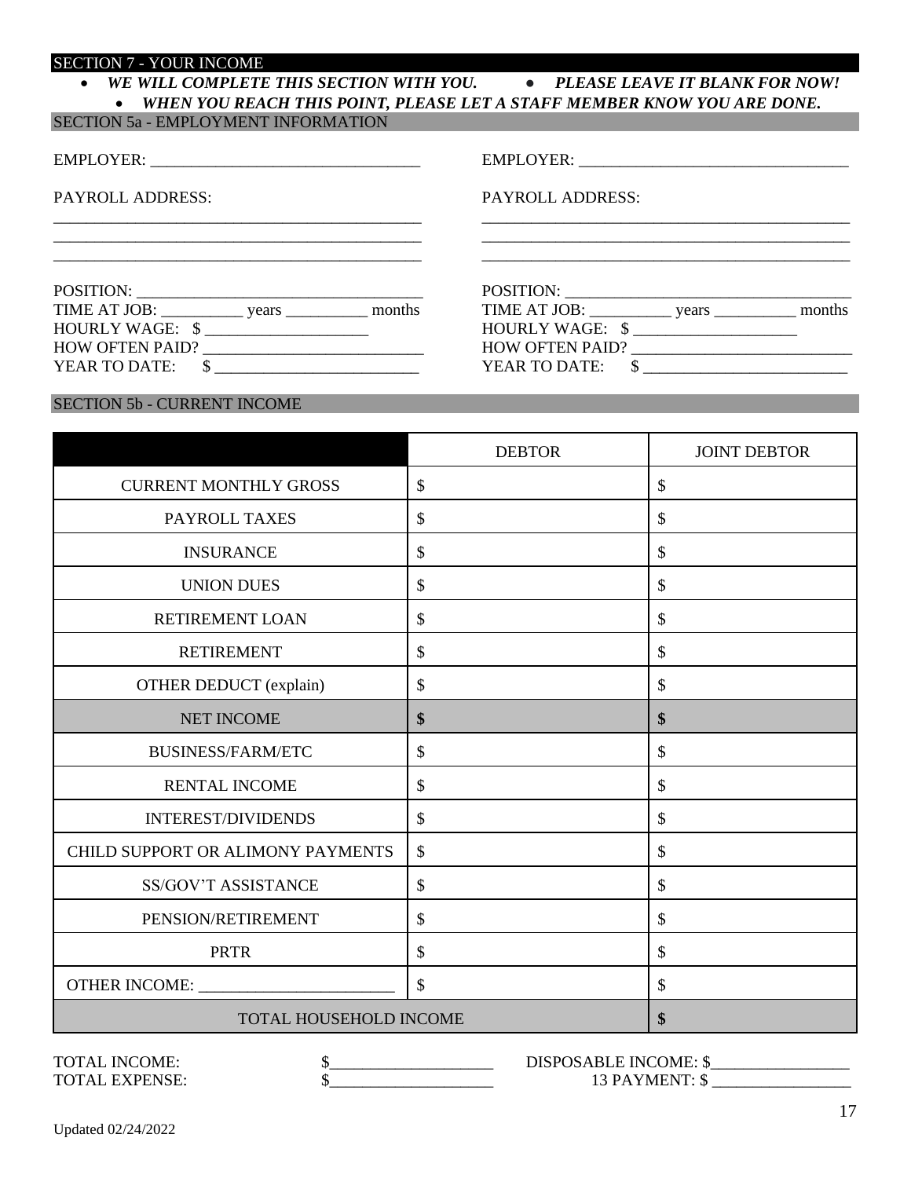## SECTION 7 - YOUR INCOME

- ***WE WILL COMPLETE THIS SECTION WITH YOU.***
- ***PLEASE LEAVE IT BLANK FOR NOW!***
- ***WHEN YOU REACH THIS POINT, PLEASE LET A STAFF MEMBER KNOW YOU ARE DONE.***

### SECTION 5a - EMPLOYMENT INFORMATION

EMPLOYER: ________________________________

PAYROLL ADDRESS:
______________________________________________
______________________________________________
______________________________________________

POSITION: __________________________________
TIME AT JOB: __________ years __________ months
HOURLY WAGE: $ ____________________
HOW OFTEN PAID? ___________________________
YEAR TO DATE: $ _________________________

EMPLOYER: ________________________________

PAYROLL ADDRESS:
______________________________________________
______________________________________________
______________________________________________

POSITION: __________________________________
TIME AT JOB: __________ years __________ months
HOURLY WAGE: $ ____________________
HOW OFTEN PAID? ___________________________
YEAR TO DATE: $ _________________________

### SECTION 5b - CURRENT INCOME

| | DEBTOR | JOINT DEBTOR |
|---|---|---|
| CURRENT MONTHLY GROSS | $ | $ |
| PAYROLL TAXES | $ | $ |
| INSURANCE | $ | $ |
| UNION DUES | $ | $ |
| RETIREMENT LOAN | $ | $ |
| RETIREMENT | $ | $ |
| OTHER DEDUCT (explain) | $ | $ |
| NET INCOME | **$** | **$** |
| BUSINESS/FARM/ETC | $ | $ |
| RENTAL INCOME | $ | $ |
| INTEREST/DIVIDENDS | $ | $ |
| CHILD SUPPORT OR ALIMONY PAYMENTS | $ | $ |
| SS/GOV'T ASSISTANCE | $ | $ |
| PENSION/RETIREMENT | $ | $ |
| PRTR | $ | $ |
| OTHER INCOME: ________________________ | $ | $ |
| TOTAL HOUSEHOLD INCOME | | **$** |

TOTAL INCOME: $____________________
TOTAL EXPENSE: $____________________

DISPOSABLE INCOME: $_________________
13 PAYMENT: $ _________________

Updated 02/24/2022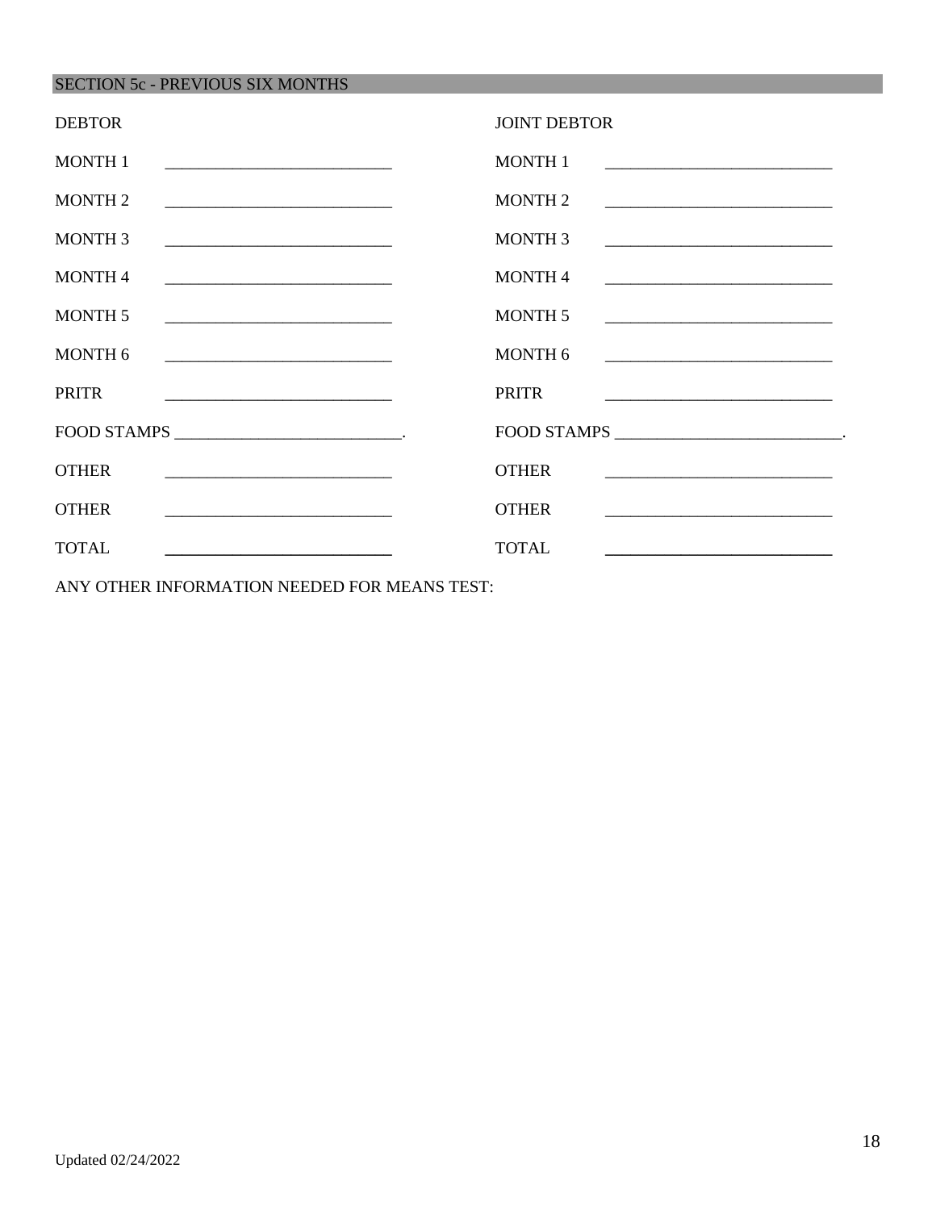## SECTION 5c - PREVIOUS SIX MONTHS

| DEBTOR | | JOINT DEBTOR | |
|---|---|---|---|
| MONTH 1 | ___________________________ | MONTH 1 | ___________________________ |
| MONTH 2 | ___________________________ | MONTH 2 | ___________________________ |
| MONTH 3 | ___________________________ | MONTH 3 | ___________________________ |
| MONTH 4 | ___________________________ | MONTH 4 | ___________________________ |
| MONTH 5 | ___________________________ | MONTH 5 | ___________________________ |
| MONTH 6 | ___________________________ | MONTH 6 | ___________________________ |
| PRITR | ___________________________ | PRITR | ___________________________ |
| FOOD STAMPS | ___________________________. | FOOD STAMPS | ___________________________. |
| OTHER | ___________________________ | OTHER | ___________________________ |
| OTHER | ___________________________ | OTHER | ___________________________ |
| TOTAL | ___________________________ | TOTAL | ___________________________ |

ANY OTHER INFORMATION NEEDED FOR MEANS TEST:

Updated 02/24/2022